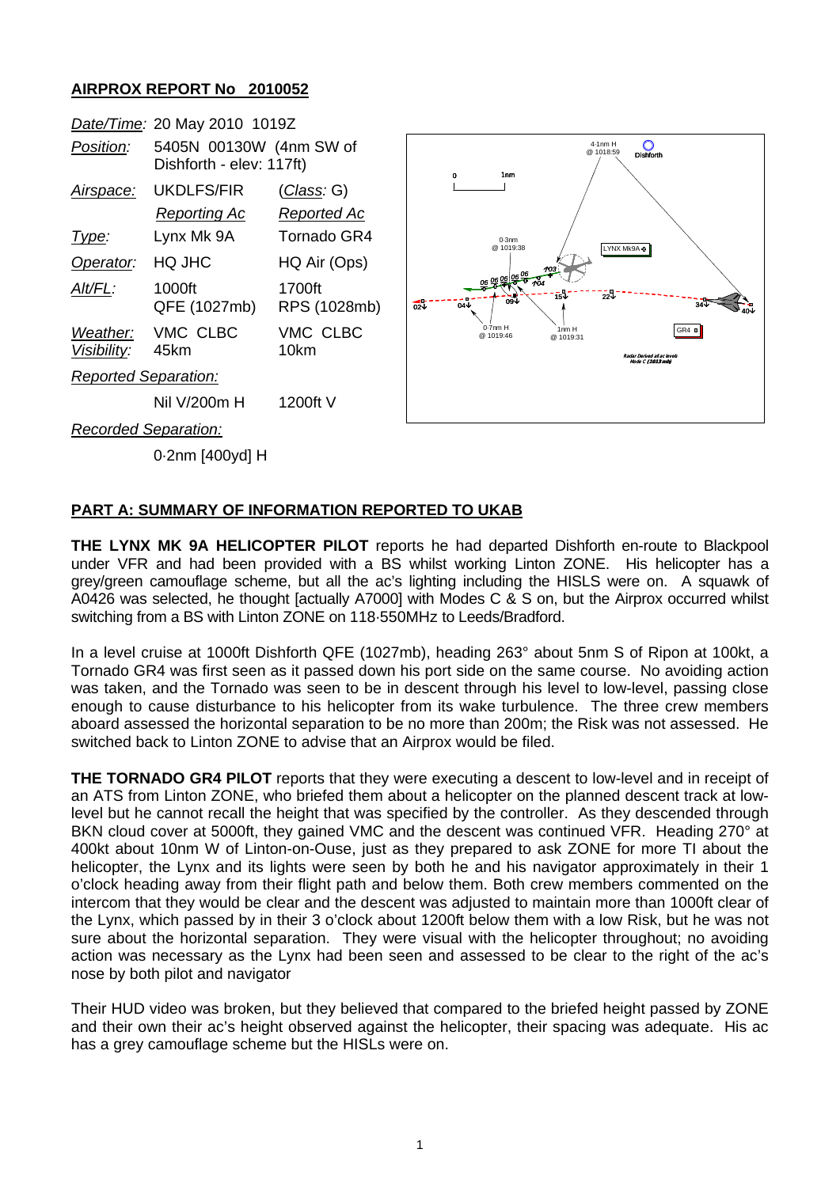## AIRPROX REPORT No 2010052

| | | |
|---|---|---|
| *Date/Time:* | 20 May 2010 1019Z | |
| *Position:* | 5405N 00130W (4nm SW of Dishforth - elev: 117ft) | |
| *Airspace:* | UKDLFS/FIR | (*Class:* G) |
| | *Reporting Ac* | *Reported Ac* |
| *Type:* | Lynx Mk 9A | Tornado GR4 |
| *Operator:* | HQ JHC | HQ Air (Ops) |
| *Alt/FL:* | 1000ft QFE (1027mb) | 1700ft RPS (1028mb) |
| *Weather:* | VMC CLBC | VMC CLBC |
| *Visibility:* | 45km | 10km |
| *Reported Separation:* | | |
| | Nil V/200m H | 1200ft V |
| *Recorded Separation:* | | |
| | 0·2nm [400yd] H | |

## PART A: SUMMARY OF INFORMATION REPORTED TO UKAB

**THE LYNX MK 9A HELICOPTER PILOT** reports he had departed Dishforth en-route to Blackpool under VFR and had been provided with a BS whilst working Linton ZONE. His helicopter has a grey/green camouflage scheme, but all the ac's lighting including the HISLS were on. A squawk of A0426 was selected, he thought [actually A7000] with Modes C & S on, but the Airprox occurred whilst switching from a BS with Linton ZONE on 118·550MHz to Leeds/Bradford.

In a level cruise at 1000ft Dishforth QFE (1027mb), heading 263° about 5nm S of Ripon at 100kt, a Tornado GR4 was first seen as it passed down his port side on the same course. No avoiding action was taken, and the Tornado was seen to be in descent through his level to low-level, passing close enough to cause disturbance to his helicopter from its wake turbulence. The three crew members aboard assessed the horizontal separation to be no more than 200m; the Risk was not assessed. He switched back to Linton ZONE to advise that an Airprox would be filed.

**THE TORNADO GR4 PILOT** reports that they were executing a descent to low-level and in receipt of an ATS from Linton ZONE, who briefed them about a helicopter on the planned descent track at low-level but he cannot recall the height that was specified by the controller. As they descended through BKN cloud cover at 5000ft, they gained VMC and the descent was continued VFR. Heading 270° at 400kt about 10nm W of Linton-on-Ouse, just as they prepared to ask ZONE for more TI about the helicopter, the Lynx and its lights were seen by both he and his navigator approximately in their 1 o'clock heading away from their flight path and below them. Both crew members commented on the intercom that they would be clear and the descent was adjusted to maintain more than 1000ft clear of the Lynx, which passed by in their 3 o'clock about 1200ft below them with a low Risk, but he was not sure about the horizontal separation. They were visual with the helicopter throughout; no avoiding action was necessary as the Lynx had been seen and assessed to be clear to the right of the ac's nose by both pilot and navigator

Their HUD video was broken, but they believed that compared to the briefed height passed by ZONE and their own their ac's height observed against the helicopter, their spacing was adequate. His ac has a grey camouflage scheme but the HISLs were on.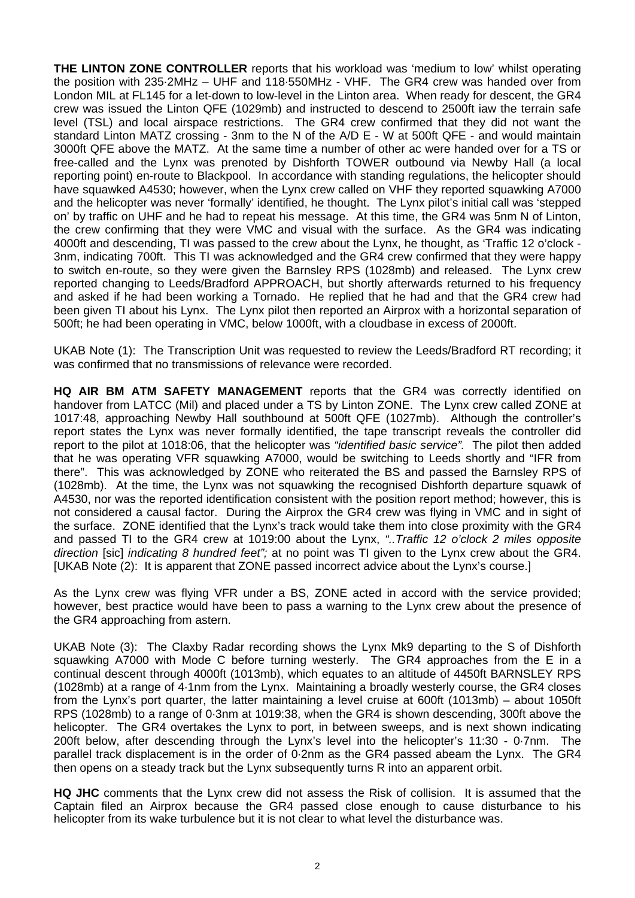**THE LINTON ZONE CONTROLLER** reports that his workload was 'medium to low' whilst operating the position with 235·2MHz – UHF and 118·550MHz - VHF. The GR4 crew was handed over from London MIL at FL145 for a let-down to low-level in the Linton area. When ready for descent, the GR4 crew was issued the Linton QFE (1029mb) and instructed to descend to 2500ft iaw the terrain safe level (TSL) and local airspace restrictions. The GR4 crew confirmed that they did not want the standard Linton MATZ crossing - 3nm to the N of the A/D E - W at 500ft QFE - and would maintain 3000ft QFE above the MATZ. At the same time a number of other ac were handed over for a TS or free-called and the Lynx was prenoted by Dishforth TOWER outbound via Newby Hall (a local reporting point) en-route to Blackpool. In accordance with standing regulations, the helicopter should have squawked A4530; however, when the Lynx crew called on VHF they reported squawking A7000 and the helicopter was never 'formally' identified, he thought. The Lynx pilot's initial call was 'stepped on' by traffic on UHF and he had to repeat his message. At this time, the GR4 was 5nm N of Linton, the crew confirming that they were VMC and visual with the surface. As the GR4 was indicating 4000ft and descending, TI was passed to the crew about the Lynx, he thought, as 'Traffic 12 o'clock - 3nm, indicating 700ft. This TI was acknowledged and the GR4 crew confirmed that they were happy to switch en-route, so they were given the Barnsley RPS (1028mb) and released. The Lynx crew reported changing to Leeds/Bradford APPROACH, but shortly afterwards returned to his frequency and asked if he had been working a Tornado. He replied that he had and that the GR4 crew had been given TI about his Lynx. The Lynx pilot then reported an Airprox with a horizontal separation of 500ft; he had been operating in VMC, below 1000ft, with a cloudbase in excess of 2000ft.

UKAB Note (1): The Transcription Unit was requested to review the Leeds/Bradford RT recording; it was confirmed that no transmissions of relevance were recorded.

**HQ AIR BM ATM SAFETY MANAGEMENT** reports that the GR4 was correctly identified on handover from LATCC (Mil) and placed under a TS by Linton ZONE. The Lynx crew called ZONE at 1017:48, approaching Newby Hall southbound at 500ft QFE (1027mb). Although the controller's report states the Lynx was never formally identified, the tape transcript reveals the controller did report to the pilot at 1018:06, that the helicopter was *"identified basic service".* The pilot then added that he was operating VFR squawking A7000, would be switching to Leeds shortly and "IFR from there". This was acknowledged by ZONE who reiterated the BS and passed the Barnsley RPS of (1028mb). At the time, the Lynx was not squawking the recognised Dishforth departure squawk of A4530, nor was the reported identification consistent with the position report method; however, this is not considered a causal factor. During the Airprox the GR4 crew was flying in VMC and in sight of the surface. ZONE identified that the Lynx's track would take them into close proximity with the GR4 and passed TI to the GR4 crew at 1019:00 about the Lynx, *"..Traffic 12 o'clock 2 miles opposite direction* [sic] *indicating 8 hundred feet";* at no point was TI given to the Lynx crew about the GR4. [UKAB Note (2): It is apparent that ZONE passed incorrect advice about the Lynx's course.]

As the Lynx crew was flying VFR under a BS, ZONE acted in accord with the service provided; however, best practice would have been to pass a warning to the Lynx crew about the presence of the GR4 approaching from astern.

UKAB Note (3): The Claxby Radar recording shows the Lynx Mk9 departing to the S of Dishforth squawking A7000 with Mode C before turning westerly. The GR4 approaches from the E in a continual descent through 4000ft (1013mb), which equates to an altitude of 4450ft BARNSLEY RPS (1028mb) at a range of 4·1nm from the Lynx. Maintaining a broadly westerly course, the GR4 closes from the Lynx's port quarter, the latter maintaining a level cruise at 600ft (1013mb) – about 1050ft RPS (1028mb) to a range of 0·3nm at 1019:38, when the GR4 is shown descending, 300ft above the helicopter. The GR4 overtakes the Lynx to port, in between sweeps, and is next shown indicating 200ft below, after descending through the Lynx's level into the helicopter's 11:30 - 0·7nm. The parallel track displacement is in the order of 0·2nm as the GR4 passed abeam the Lynx. The GR4 then opens on a steady track but the Lynx subsequently turns R into an apparent orbit.

**HQ JHC** comments that the Lynx crew did not assess the Risk of collision. It is assumed that the Captain filed an Airprox because the GR4 passed close enough to cause disturbance to his helicopter from its wake turbulence but it is not clear to what level the disturbance was.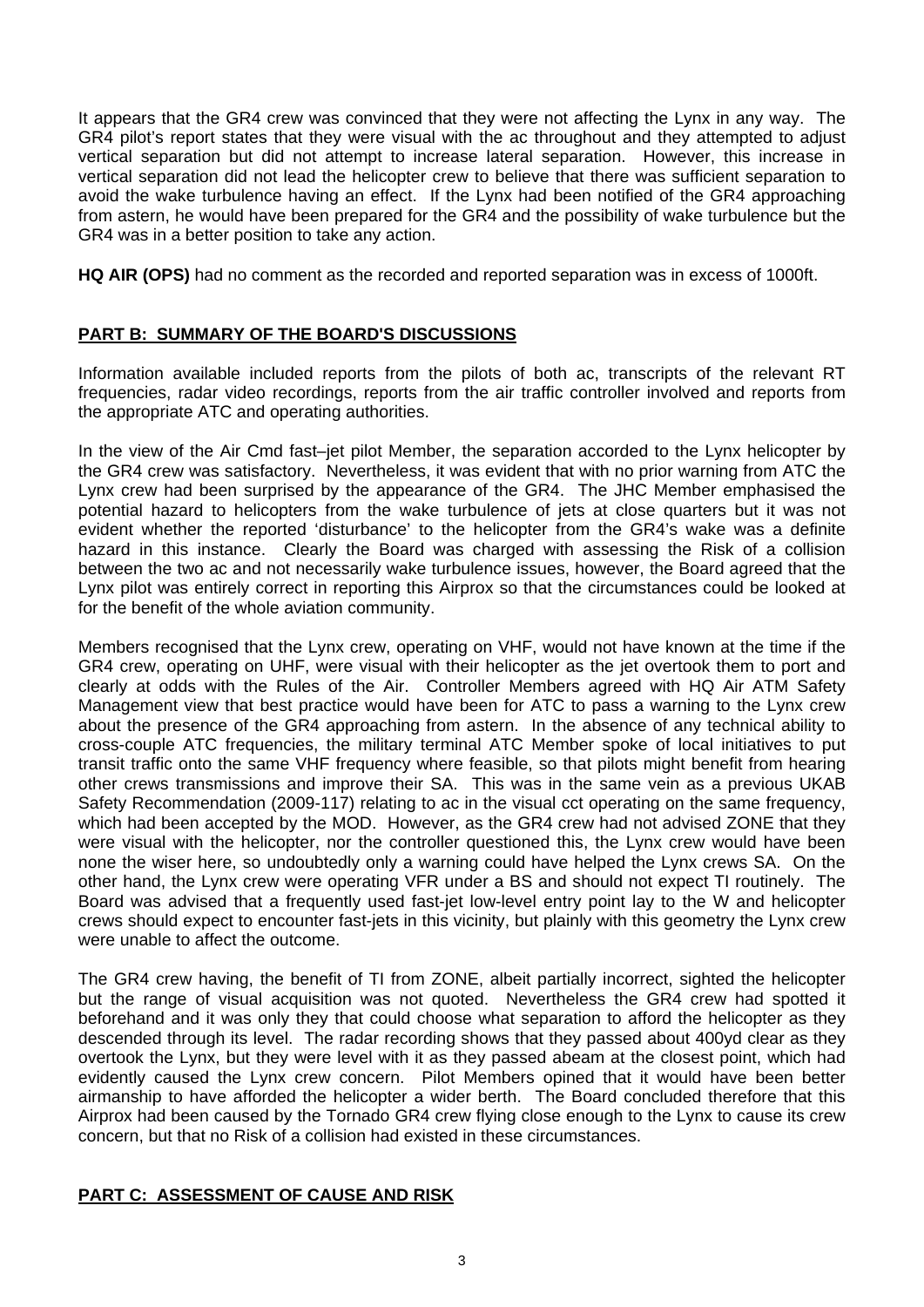It appears that the GR4 crew was convinced that they were not affecting the Lynx in any way. The GR4 pilot's report states that they were visual with the ac throughout and they attempted to adjust vertical separation but did not attempt to increase lateral separation. However, this increase in vertical separation did not lead the helicopter crew to believe that there was sufficient separation to avoid the wake turbulence having an effect. If the Lynx had been notified of the GR4 approaching from astern, he would have been prepared for the GR4 and the possibility of wake turbulence but the GR4 was in a better position to take any action.

**HQ AIR (OPS)** had no comment as the recorded and reported separation was in excess of 1000ft.

## PART B: SUMMARY OF THE BOARD'S DISCUSSIONS

Information available included reports from the pilots of both ac, transcripts of the relevant RT frequencies, radar video recordings, reports from the air traffic controller involved and reports from the appropriate ATC and operating authorities.

In the view of the Air Cmd fast–jet pilot Member, the separation accorded to the Lynx helicopter by the GR4 crew was satisfactory. Nevertheless, it was evident that with no prior warning from ATC the Lynx crew had been surprised by the appearance of the GR4. The JHC Member emphasised the potential hazard to helicopters from the wake turbulence of jets at close quarters but it was not evident whether the reported 'disturbance' to the helicopter from the GR4's wake was a definite hazard in this instance. Clearly the Board was charged with assessing the Risk of a collision between the two ac and not necessarily wake turbulence issues, however, the Board agreed that the Lynx pilot was entirely correct in reporting this Airprox so that the circumstances could be looked at for the benefit of the whole aviation community.

Members recognised that the Lynx crew, operating on VHF, would not have known at the time if the GR4 crew, operating on UHF, were visual with their helicopter as the jet overtook them to port and clearly at odds with the Rules of the Air. Controller Members agreed with HQ Air ATM Safety Management view that best practice would have been for ATC to pass a warning to the Lynx crew about the presence of the GR4 approaching from astern. In the absence of any technical ability to cross-couple ATC frequencies, the military terminal ATC Member spoke of local initiatives to put transit traffic onto the same VHF frequency where feasible, so that pilots might benefit from hearing other crews transmissions and improve their SA. This was in the same vein as a previous UKAB Safety Recommendation (2009-117) relating to ac in the visual cct operating on the same frequency, which had been accepted by the MOD. However, as the GR4 crew had not advised ZONE that they were visual with the helicopter, nor the controller questioned this, the Lynx crew would have been none the wiser here, so undoubtedly only a warning could have helped the Lynx crews SA. On the other hand, the Lynx crew were operating VFR under a BS and should not expect TI routinely. The Board was advised that a frequently used fast-jet low-level entry point lay to the W and helicopter crews should expect to encounter fast-jets in this vicinity, but plainly with this geometry the Lynx crew were unable to affect the outcome.

The GR4 crew having, the benefit of TI from ZONE, albeit partially incorrect, sighted the helicopter but the range of visual acquisition was not quoted. Nevertheless the GR4 crew had spotted it beforehand and it was only they that could choose what separation to afford the helicopter as they descended through its level. The radar recording shows that they passed about 400yd clear as they overtook the Lynx, but they were level with it as they passed abeam at the closest point, which had evidently caused the Lynx crew concern. Pilot Members opined that it would have been better airmanship to have afforded the helicopter a wider berth. The Board concluded therefore that this Airprox had been caused by the Tornado GR4 crew flying close enough to the Lynx to cause its crew concern, but that no Risk of a collision had existed in these circumstances.

## PART C: ASSESSMENT OF CAUSE AND RISK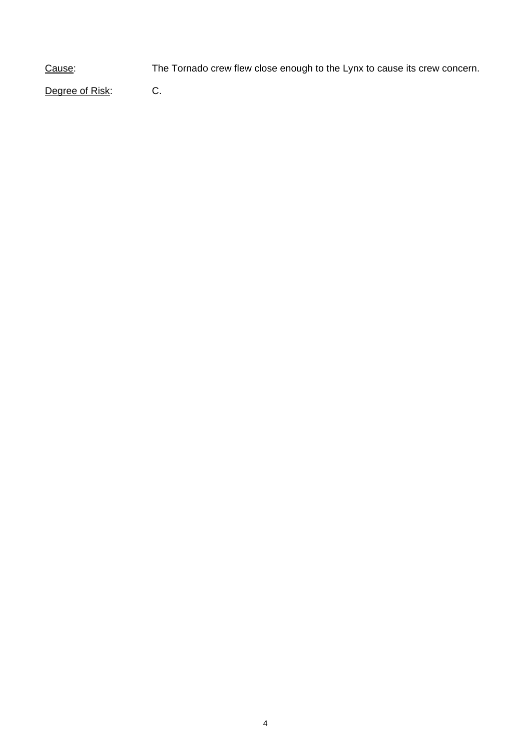<u>Cause</u>: The Tornado crew flew close enough to the Lynx to cause its crew concern.

<u>Degree of Risk</u>: C.